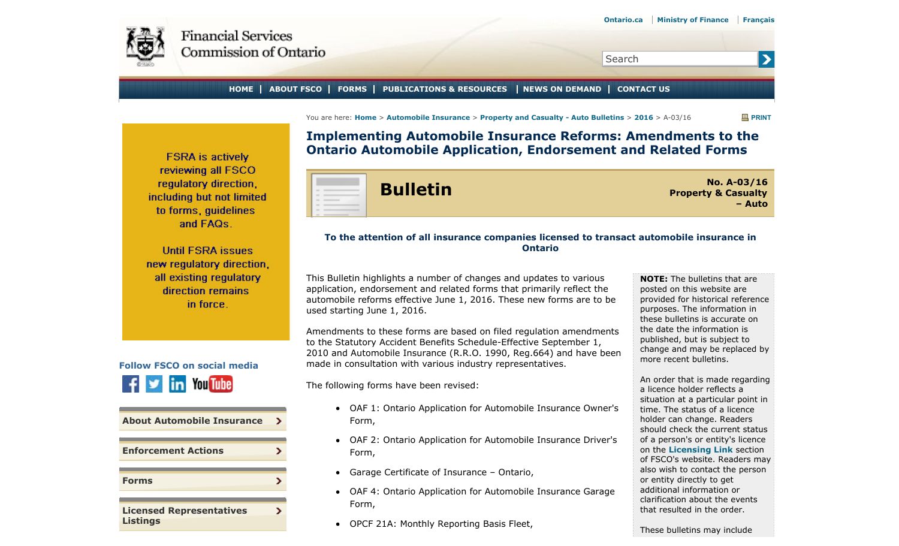Ontario.ca | Ministry of Finance | Français

Financial Services Commission of Ontario

HOME | ABOUT FSCO | FORMS | PUBLICATIONS & RESOURCES | NEWS ON DEMAND | CONTACT US

You are here: Home > Automobile Insurance > Property and Casualty - Auto Bulletins > 2016 > A-03/16

FSRA is actively reviewing all FSCO regulatory direction, including but not limited to forms, guidelines and FAQs.

Until FSRA issues new regulatory direction, all existing regulatory direction remains in force.

Follow FSCO on social media

- About Automobile Insurance
- Enforcement Actions
- Forms
- Licensed Representatives Listings

# Implementing Automobile Insurance Reforms: Amendments to the Ontario Automobile Application, Endorsement and Related Forms

**Bulletin**

**No. A-03/16**
**Property & Casualty – Auto**

**To the attention of all insurance companies licensed to transact automobile insurance in Ontario**

This Bulletin highlights a number of changes and updates to various application, endorsement and related forms that primarily reflect the automobile reforms effective June 1, 2016. These new forms are to be used starting June 1, 2016.

Amendments to these forms are based on filed regulation amendments to the Statutory Accident Benefits Schedule-Effective September 1, 2010 and Automobile Insurance (R.R.O. 1990, Reg.664) and have been made in consultation with various industry representatives.

The following forms have been revised:

- OAF 1: Ontario Application for Automobile Insurance Owner's Form,
- OAF 2: Ontario Application for Automobile Insurance Driver's Form,
- Garage Certificate of Insurance – Ontario,
- OAF 4: Ontario Application for Automobile Insurance Garage Form,
- OPCF 21A: Monthly Reporting Basis Fleet,

**NOTE:** The bulletins that are posted on this website are provided for historical reference purposes. The information in these bulletins is accurate on the date the information is published, but is subject to change and may be replaced by more recent bulletins.

An order that is made regarding a licence holder reflects a situation at a particular point in time. The status of a licence holder can change. Readers should check the current status of a person's or entity's licence on the **Licensing Link** section of FSCO's website. Readers may also wish to contact the person or entity directly to get additional information or clarification about the events that resulted in the order.

These bulletins may include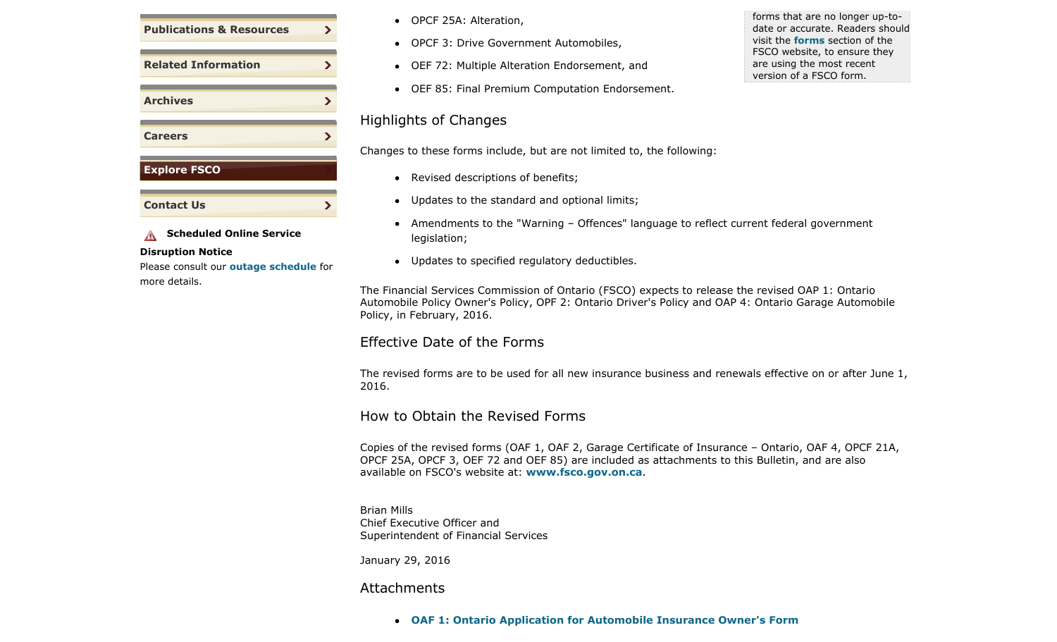- Publications & Resources
- Related Information
- Archives
- Careers
- Explore FSCO
- Contact Us

**Scheduled Online Service Disruption Notice**
Please consult our **outage schedule** for more details.

- OPCF 25A: Alteration,
- OPCF 3: Drive Government Automobiles,
- OEF 72: Multiple Alteration Endorsement, and
- OEF 85: Final Premium Computation Endorsement.

forms that are no longer up-to-date or accurate. Readers should visit the **forms** section of the FSCO website, to ensure they are using the most recent version of a FSCO form.

## Highlights of Changes

Changes to these forms include, but are not limited to, the following:

- Revised descriptions of benefits;
- Updates to the standard and optional limits;
- Amendments to the "Warning – Offences" language to reflect current federal government legislation;
- Updates to specified regulatory deductibles.

The Financial Services Commission of Ontario (FSCO) expects to release the revised OAP 1: Ontario Automobile Policy Owner's Policy, OPF 2: Ontario Driver's Policy and OAP 4: Ontario Garage Automobile Policy, in February, 2016.

## Effective Date of the Forms

The revised forms are to be used for all new insurance business and renewals effective on or after June 1, 2016.

## How to Obtain the Revised Forms

Copies of the revised forms (OAF 1, OAF 2, Garage Certificate of Insurance – Ontario, OAF 4, OPCF 21A, OPCF 25A, OPCF 3, OEF 72 and OEF 85) are included as attachments to this Bulletin, and are also available on FSCO's website at: **www.fsco.gov.on.ca**.

Brian Mills
Chief Executive Officer and
Superintendent of Financial Services

January 29, 2016

## Attachments

- **OAF 1: Ontario Application for Automobile Insurance Owner's Form**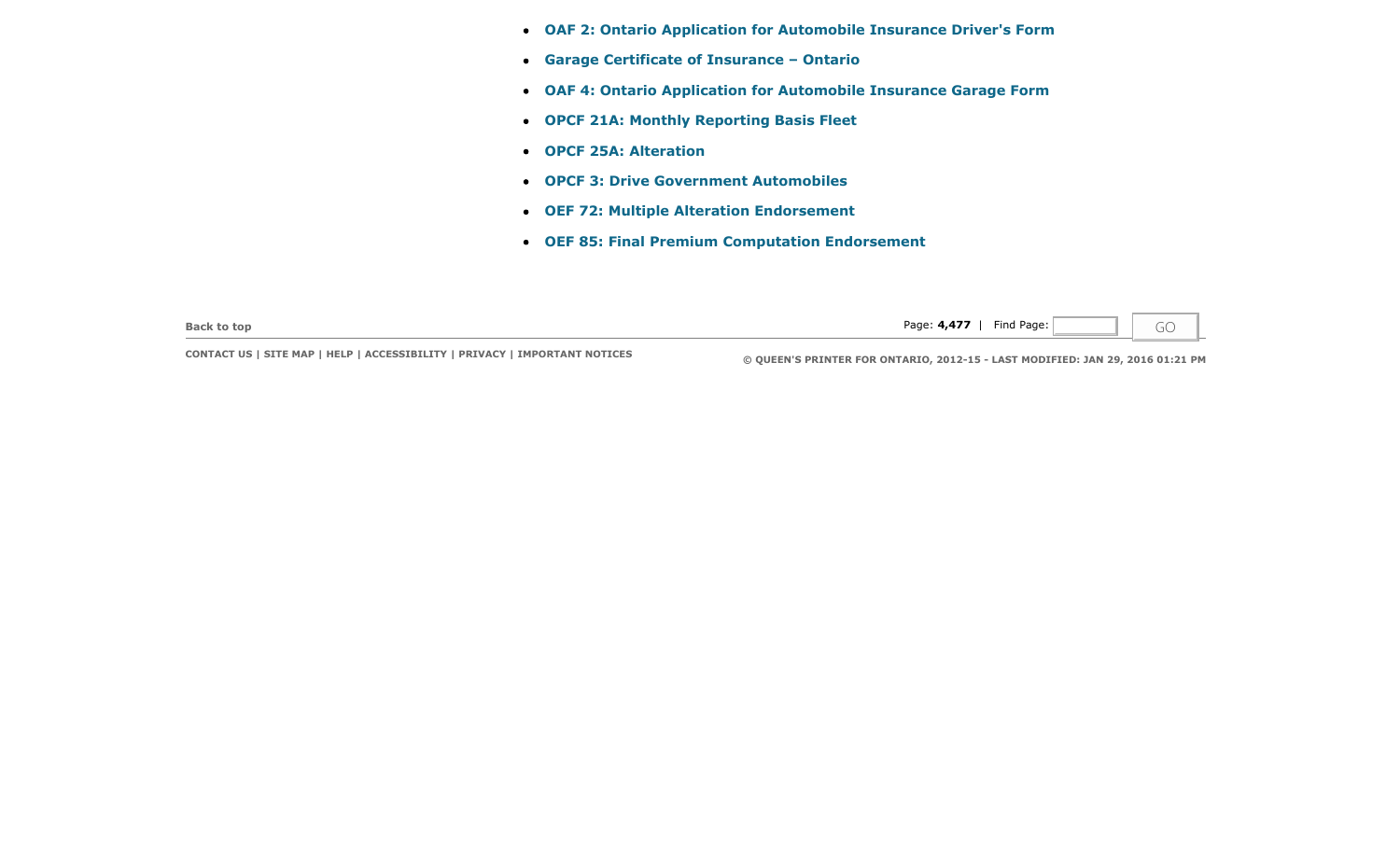- **OAF 2: Ontario Application for Automobile Insurance Driver's Form**
- **Garage Certificate of Insurance – Ontario**
- **OAF 4: Ontario Application for Automobile Insurance Garage Form**
- **OPCF 21A: Monthly Reporting Basis Fleet**
- **OPCF 25A: Alteration**
- **OPCF 3: Drive Government Automobiles**
- **OEF 72: Multiple Alteration Endorsement**
- **OEF 85: Final Premium Computation Endorsement**